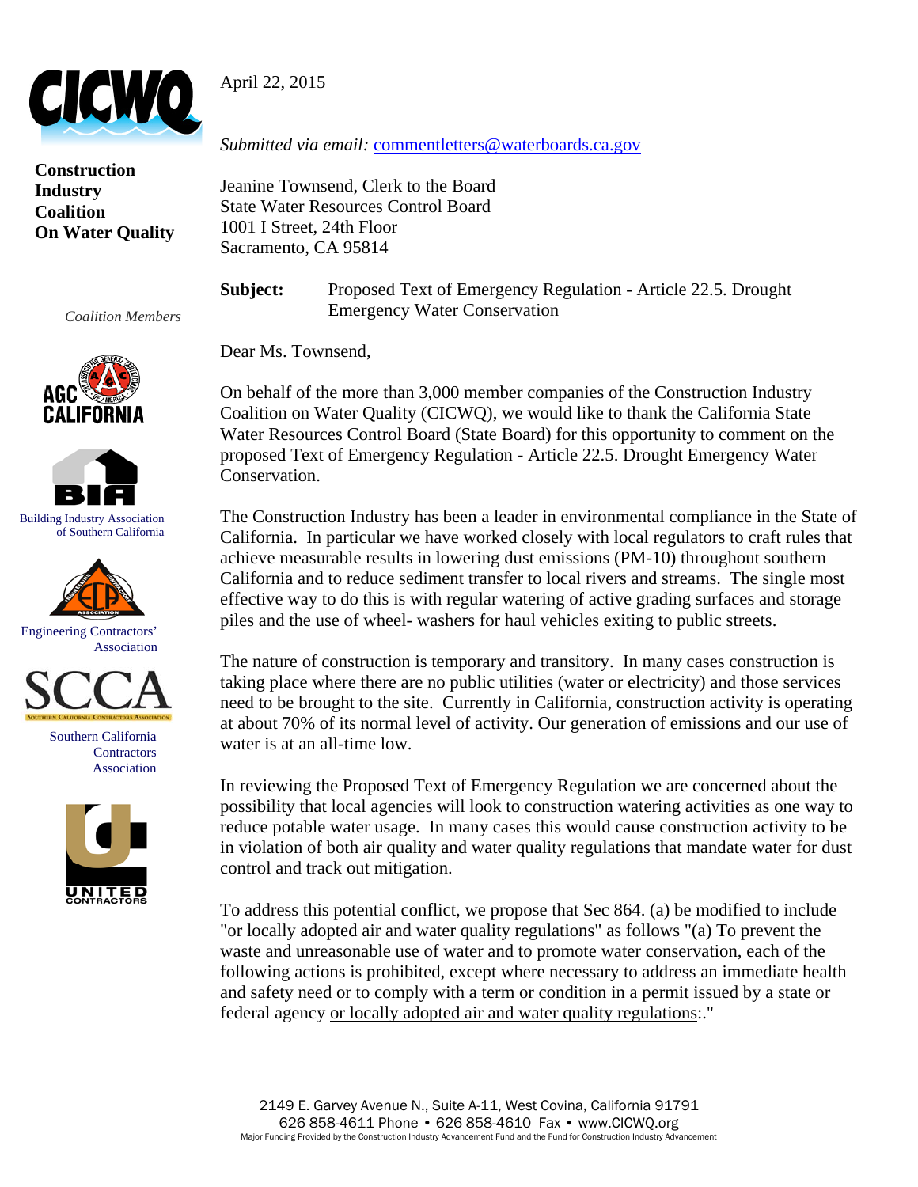**Construction Industry Coalition On Water Quality**

*Coalition Members*

AGC CALIFORNIA

Building Industry Association of Southern California

Engineering Contractors' Association

Southern California Contractors Association

UNITED CONTRACTORS

April 22, 2015

*Submitted via email:* commentletters@waterboards.ca.gov

Jeanine Townsend, Clerk to the Board
State Water Resources Control Board
1001 I Street, 24th Floor
Sacramento, CA 95814

**Subject:** Proposed Text of Emergency Regulation - Article 22.5. Drought Emergency Water Conservation

Dear Ms. Townsend,

On behalf of the more than 3,000 member companies of the Construction Industry Coalition on Water Quality (CICWQ), we would like to thank the California State Water Resources Control Board (State Board) for this opportunity to comment on the proposed Text of Emergency Regulation - Article 22.5. Drought Emergency Water Conservation.

The Construction Industry has been a leader in environmental compliance in the State of California. In particular we have worked closely with local regulators to craft rules that achieve measurable results in lowering dust emissions (PM-10) throughout southern California and to reduce sediment transfer to local rivers and streams. The single most effective way to do this is with regular watering of active grading surfaces and storage piles and the use of wheel- washers for haul vehicles exiting to public streets.

The nature of construction is temporary and transitory. In many cases construction is taking place where there are no public utilities (water or electricity) and those services need to be brought to the site. Currently in California, construction activity is operating at about 70% of its normal level of activity. Our generation of emissions and our use of water is at an all-time low.

In reviewing the Proposed Text of Emergency Regulation we are concerned about the possibility that local agencies will look to construction watering activities as one way to reduce potable water usage. In many cases this would cause construction activity to be in violation of both air quality and water quality regulations that mandate water for dust control and track out mitigation.

To address this potential conflict, we propose that Sec 864. (a) be modified to include "or locally adopted air and water quality regulations" as follows "(a) To prevent the waste and unreasonable use of water and to promote water conservation, each of the following actions is prohibited, except where necessary to address an immediate health and safety need or to comply with a term or condition in a permit issued by a state or federal agency <u>or locally adopted air and water quality regulations</u>:."

2149 E. Garvey Avenue N., Suite A-11, West Covina, California 91791
626 858-4611 Phone • 626 858-4610 Fax • www.CICWQ.org
Major Funding Provided by the Construction Industry Advancement Fund and the Fund for Construction Industry Advancement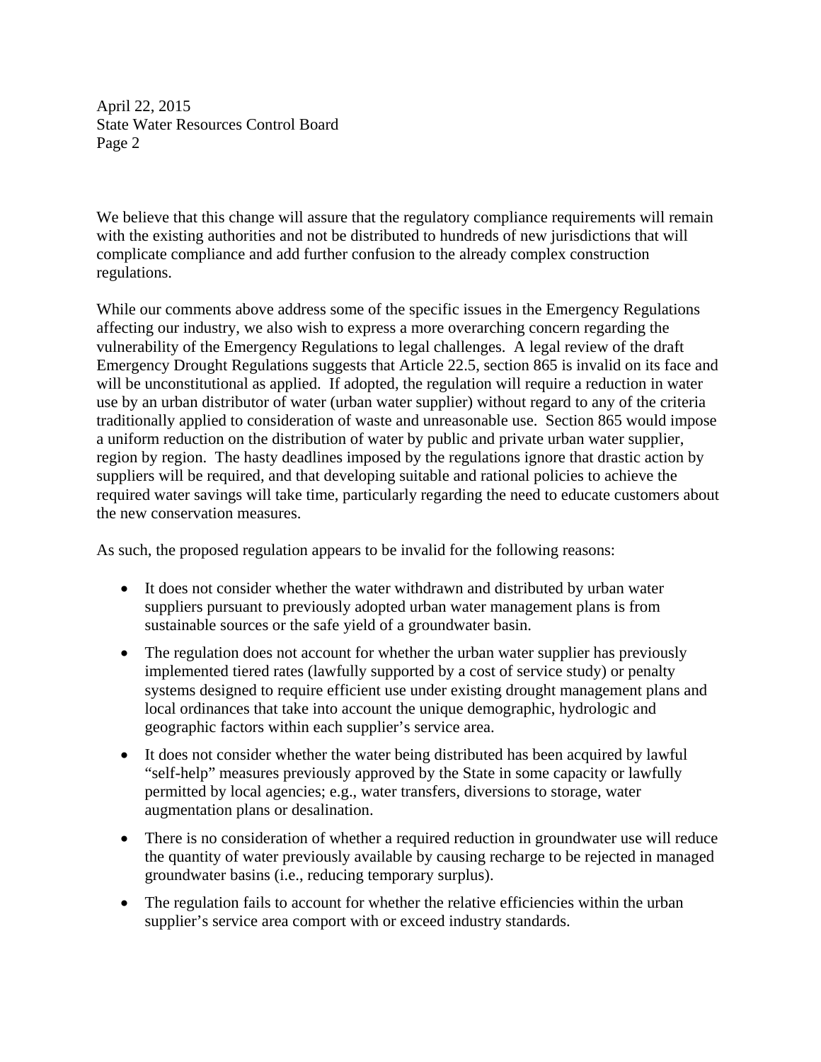We believe that this change will assure that the regulatory compliance requirements will remain with the existing authorities and not be distributed to hundreds of new jurisdictions that will complicate compliance and add further confusion to the already complex construction regulations.

While our comments above address some of the specific issues in the Emergency Regulations affecting our industry, we also wish to express a more overarching concern regarding the vulnerability of the Emergency Regulations to legal challenges. A legal review of the draft Emergency Drought Regulations suggests that Article 22.5, section 865 is invalid on its face and will be unconstitutional as applied. If adopted, the regulation will require a reduction in water use by an urban distributor of water (urban water supplier) without regard to any of the criteria traditionally applied to consideration of waste and unreasonable use. Section 865 would impose a uniform reduction on the distribution of water by public and private urban water supplier, region by region. The hasty deadlines imposed by the regulations ignore that drastic action by suppliers will be required, and that developing suitable and rational policies to achieve the required water savings will take time, particularly regarding the need to educate customers about the new conservation measures.

As such, the proposed regulation appears to be invalid for the following reasons:

- It does not consider whether the water withdrawn and distributed by urban water suppliers pursuant to previously adopted urban water management plans is from sustainable sources or the safe yield of a groundwater basin.
- The regulation does not account for whether the urban water supplier has previously implemented tiered rates (lawfully supported by a cost of service study) or penalty systems designed to require efficient use under existing drought management plans and local ordinances that take into account the unique demographic, hydrologic and geographic factors within each supplier's service area.
- It does not consider whether the water being distributed has been acquired by lawful "self-help" measures previously approved by the State in some capacity or lawfully permitted by local agencies; e.g., water transfers, diversions to storage, water augmentation plans or desalination.
- There is no consideration of whether a required reduction in groundwater use will reduce the quantity of water previously available by causing recharge to be rejected in managed groundwater basins (i.e., reducing temporary surplus).
- The regulation fails to account for whether the relative efficiencies within the urban supplier's service area comport with or exceed industry standards.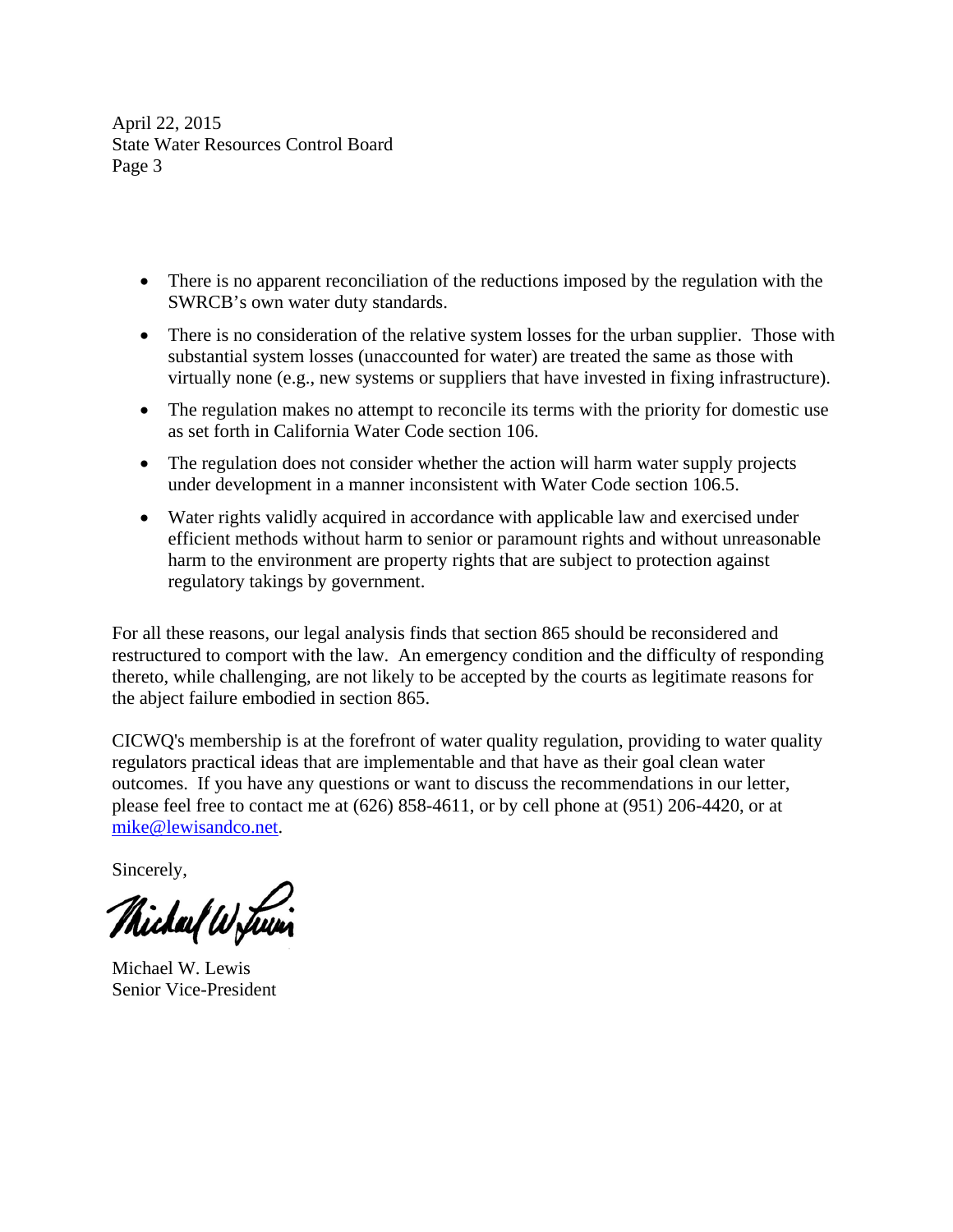- There is no apparent reconciliation of the reductions imposed by the regulation with the SWRCB's own water duty standards.
- There is no consideration of the relative system losses for the urban supplier. Those with substantial system losses (unaccounted for water) are treated the same as those with virtually none (e.g., new systems or suppliers that have invested in fixing infrastructure).
- The regulation makes no attempt to reconcile its terms with the priority for domestic use as set forth in California Water Code section 106.
- The regulation does not consider whether the action will harm water supply projects under development in a manner inconsistent with Water Code section 106.5.
- Water rights validly acquired in accordance with applicable law and exercised under efficient methods without harm to senior or paramount rights and without unreasonable harm to the environment are property rights that are subject to protection against regulatory takings by government.

For all these reasons, our legal analysis finds that section 865 should be reconsidered and restructured to comport with the law. An emergency condition and the difficulty of responding thereto, while challenging, are not likely to be accepted by the courts as legitimate reasons for the abject failure embodied in section 865.

CICWQ's membership is at the forefront of water quality regulation, providing to water quality regulators practical ideas that are implementable and that have as their goal clean water outcomes. If you have any questions or want to discuss the recommendations in our letter, please feel free to contact me at (626) 858-4611, or by cell phone at (951) 206-4420, or at mike@lewisandco.net.

Sincerely,

Michael W. Lewis
Senior Vice-President